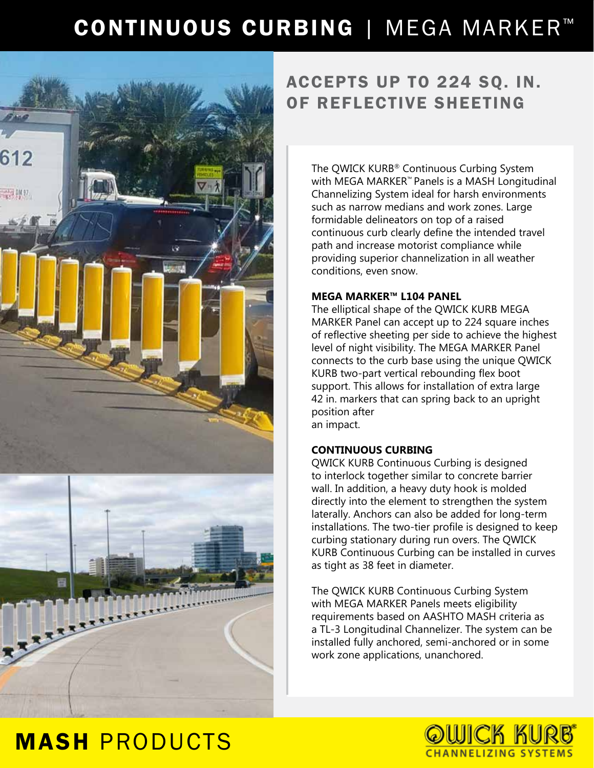# CONTINUOUS CURBING | MEGA MARKER™

## ACCEPTS UP TO 224 SQ. IN. OF REFLECTIVE SHEETING

The QWICK KURB® Continuous Curbing System with MEGA MARKER™ Panels is a MASH Longitudinal Channelizing System ideal for harsh environments such as narrow medians and work zones. Large formidable delineators on top of a raised continuous curb clearly define the intended travel path and increase motorist compliance while providing superior channelization in all weather conditions, even snow.

**MEGA MARKER™ L104 PANEL**

The elliptical shape of the QWICK KURB MEGA MARKER Panel can accept up to 224 square inches of reflective sheeting per side to achieve the highest level of night visibility. The MEGA MARKER Panel connects to the curb base using the unique QWICK KURB two-part vertical rebounding flex boot support. This allows for installation of extra large 42 in. markers that can spring back to an upright position after an impact.

**CONTINUOUS CURBING**

QWICK KURB Continuous Curbing is designed to interlock together similar to concrete barrier wall. In addition, a heavy duty hook is molded directly into the element to strengthen the system laterally. Anchors can also be added for long-term installations. The two-tier profile is designed to keep curbing stationary during run overs. The QWICK KURB Continuous Curbing can be installed in curves as tight as 38 feet in diameter.

The QWICK KURB Continuous Curbing System with MEGA MARKER Panels meets eligibility requirements based on AASHTO MASH criteria as a TL-3 Longitudinal Channelizer. The system can be installed fully anchored, semi-anchored or in some work zone applications, unanchored.

**MASH** PRODUCTS

QWICK KURB® CHANNELIZING SYSTEMS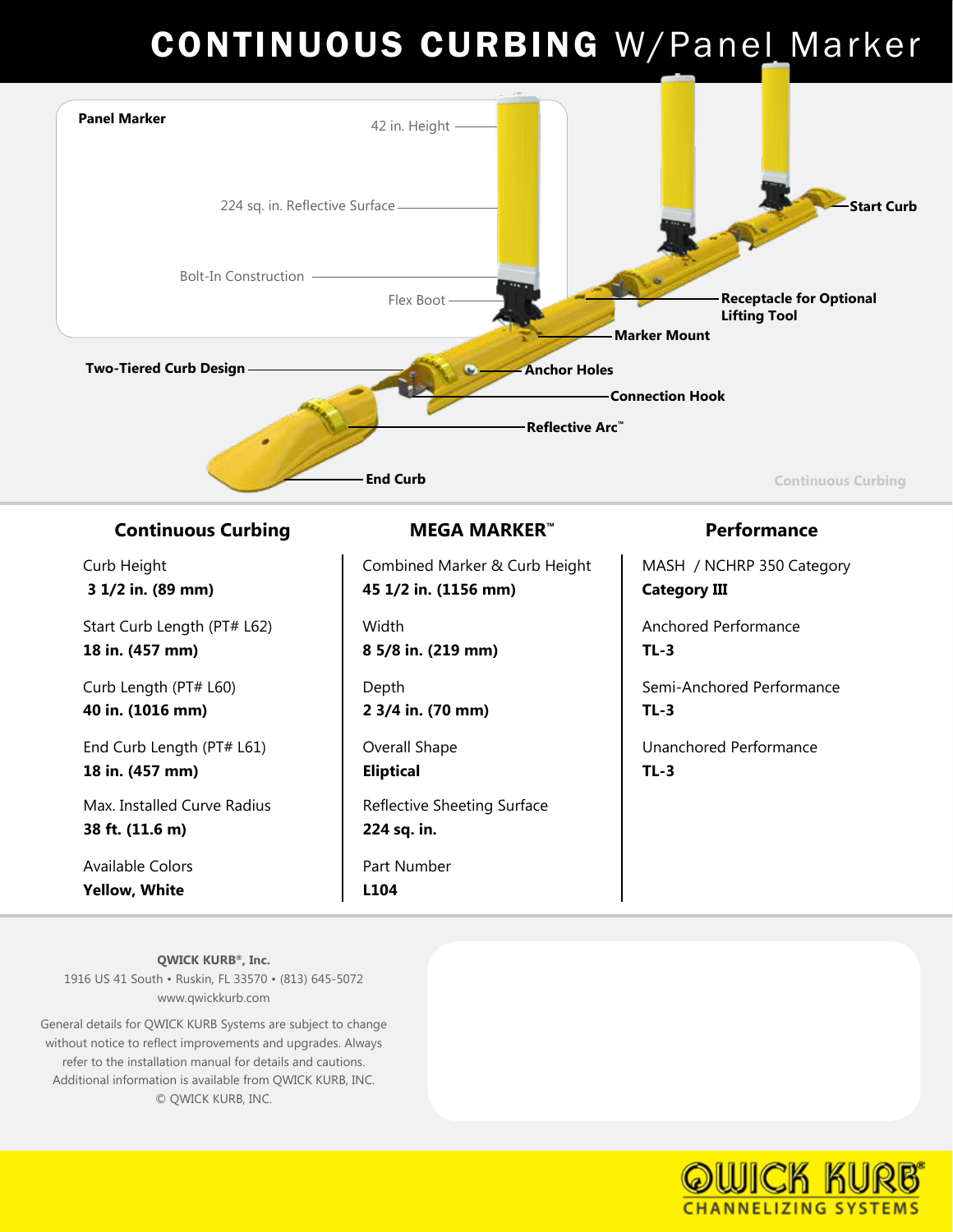# CONTINUOUS CURBING W/Panel Marker

Panel Marker

42 in. Height

224 sq. in. Reflective Surface

Bolt-In Construction

Flex Boot

Start Curb

Receptacle for Optional Lifting Tool

Marker Mount

Two-Tiered Curb Design

Anchor Holes

Connection Hook

Reflective Arc™

End Curb

Continuous Curbing

## Continuous Curbing

Curb Height
**3 1/2 in. (89 mm)**

Start Curb Length (PT# L62)
**18 in. (457 mm)**

Curb Length (PT# L60)
**40 in. (1016 mm)**

End Curb Length (PT# L61)
**18 in. (457 mm)**

Max. Installed Curve Radius
**38 ft. (11.6 m)**

Available Colors
**Yellow, White**

## MEGA MARKER™

Combined Marker & Curb Height
**45 1/2 in. (1156 mm)**

Width
**8 5/8 in. (219 mm)**

Depth
**2 3/4 in. (70 mm)**

Overall Shape
**Eliptical**

Reflective Sheeting Surface
**224 sq. in.**

Part Number
**L104**

## Performance

MASH / NCHRP 350 Category
**Category III**

Anchored Performance
**TL-3**

Semi-Anchored Performance
**TL-3**

Unanchored Performance
**TL-3**

**QWICK KURB®, Inc.**
1916 US 41 South • Ruskin, FL 33570 • (813) 645-5072
www.qwickkurb.com

General details for QWICK KURB Systems are subject to change without notice to reflect improvements and upgrades. Always refer to the installation manual for details and cautions. Additional information is available from QWICK KURB, INC.
© QWICK KURB, INC.

QWICK KURB®
CHANNELIZING SYSTEMS